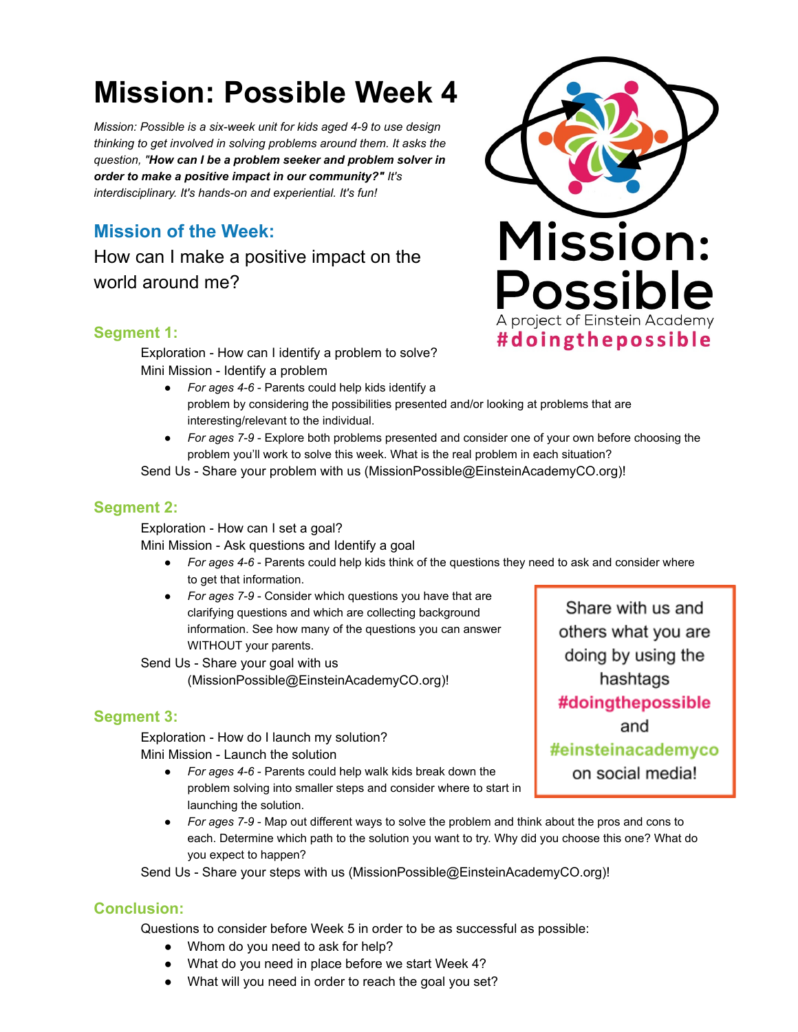# Mission: Possible Week 4

*Mission: Possible is a six-week unit for kids aged 4-9 to use design thinking to get involved in solving problems around them. It asks the question, "**How can I be a problem seeker and problem solver in order to make a positive impact in our community?"** It's interdisciplinary. It's hands-on and experiential. It's fun!*

Mission: Possible
A project of Einstein Academy
#doingthepossible

## Mission of the Week:

How can I make a positive impact on the world around me?

### Segment 1:

Exploration - How can I identify a problem to solve?

Mini Mission - Identify a problem

- *For ages 4-6* - Parents could help kids identify a problem by considering the possibilities presented and/or looking at problems that are interesting/relevant to the individual.
- *For ages 7-9* - Explore both problems presented and consider one of your own before choosing the problem you'll work to solve this week. What is the real problem in each situation?

Send Us - Share your problem with us (MissionPossible@EinsteinAcademyCO.org)!

### Segment 2:

Exploration - How can I set a goal?

Mini Mission - Ask questions and Identify a goal

- *For ages 4-6* - Parents could help kids think of the questions they need to ask and consider where to get that information.
- *For ages 7-9* - Consider which questions you have that are clarifying questions and which are collecting background information. See how many of the questions you can answer WITHOUT your parents.

Send Us - Share your goal with us (MissionPossible@EinsteinAcademyCO.org)!

Share with us and others what you are doing by using the hashtags **#doingthepossible** and **#einsteinacademyco** on social media!

### Segment 3:

Exploration - How do I launch my solution?

Mini Mission - Launch the solution

- *For ages 4-6* - Parents could help walk kids break down the problem solving into smaller steps and consider where to start in launching the solution.
- *For ages 7-9* - Map out different ways to solve the problem and think about the pros and cons to each. Determine which path to the solution you want to try. Why did you choose this one? What do you expect to happen?

Send Us - Share your steps with us (MissionPossible@EinsteinAcademyCO.org)!

### Conclusion:

Questions to consider before Week 5 in order to be as successful as possible:

- Whom do you need to ask for help?
- What do you need in place before we start Week 4?
- What will you need in order to reach the goal you set?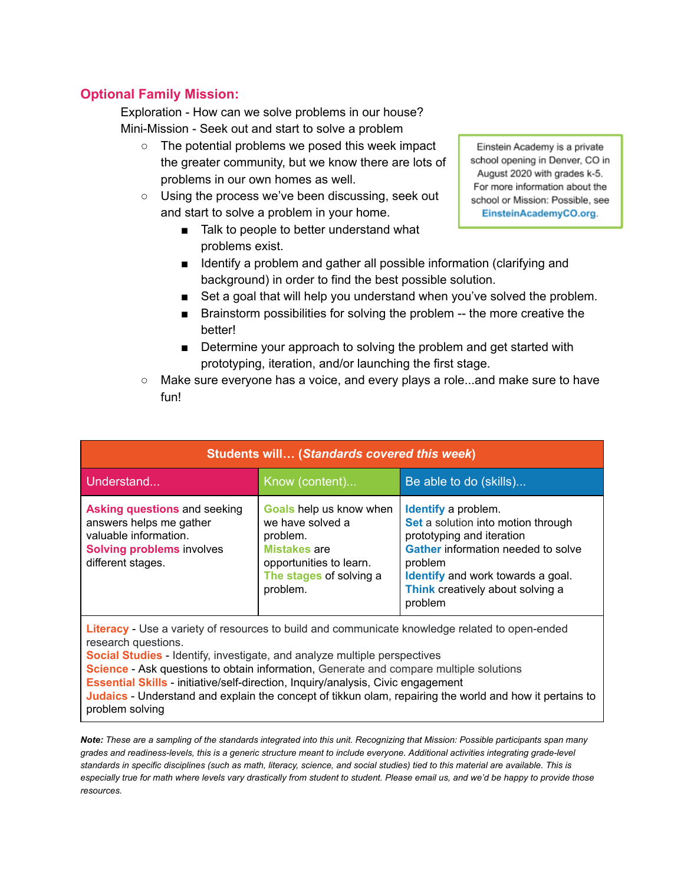## Optional Family Mission:

Exploration - How can we solve problems in our house?

Mini-Mission - Seek out and start to solve a problem

- The potential problems we posed this week impact the greater community, but we know there are lots of problems in our own homes as well.
- Using the process we've been discussing, seek out and start to solve a problem in your home.
  - Talk to people to better understand what problems exist.
  - Identify a problem and gather all possible information (clarifying and background) in order to find the best possible solution.
  - Set a goal that will help you understand when you've solved the problem.
  - Brainstorm possibilities for solving the problem -- the more creative the better!
  - Determine your approach to solving the problem and get started with prototyping, iteration, and/or launching the first stage.
- Make sure everyone has a voice, and every plays a role...and make sure to have fun!

Einstein Academy is a private school opening in Denver, CO in August 2020 with grades k-5. For more information about the school or Mission: Possible, see EinsteinAcademyCO.org.

| Students will... (*Standards covered this week*) | | |
|---|---|---|
| Understand... | Know (content)... | Be able to do (skills)... |
| **Asking questions** and seeking answers helps me gather valuable information.<br>**Solving problems** involves different stages. | **Goals** help us know when we have solved a problem.<br>**Mistakes** are opportunities to learn.<br>**The stages** of solving a problem. | **Identify** a problem.<br>**Set** a solution into motion through prototyping and iteration<br>**Gather** information needed to solve problem<br>**Identify** and work towards a goal.<br>**Think** creatively about solving a problem |
| **Literacy** - Use a variety of resources to build and communicate knowledge related to open-ended research questions.<br>**Social Studies** - Identify, investigate, and analyze multiple perspectives<br>**Science** - Ask questions to obtain information, Generate and compare multiple solutions<br>**Essential Skills** - initiative/self-direction, Inquiry/analysis, Civic engagement<br>**Judaics** - Understand and explain the concept of tikkun olam, repairing the world and how it pertains to problem solving | | |

***Note:*** *These are a sampling of the standards integrated into this unit. Recognizing that Mission: Possible participants span many grades and readiness-levels, this is a generic structure meant to include everyone. Additional activities integrating grade-level standards in specific disciplines (such as math, literacy, science, and social studies) tied to this material are available. This is especially true for math where levels vary drastically from student to student. Please email us, and we'd be happy to provide those resources.*